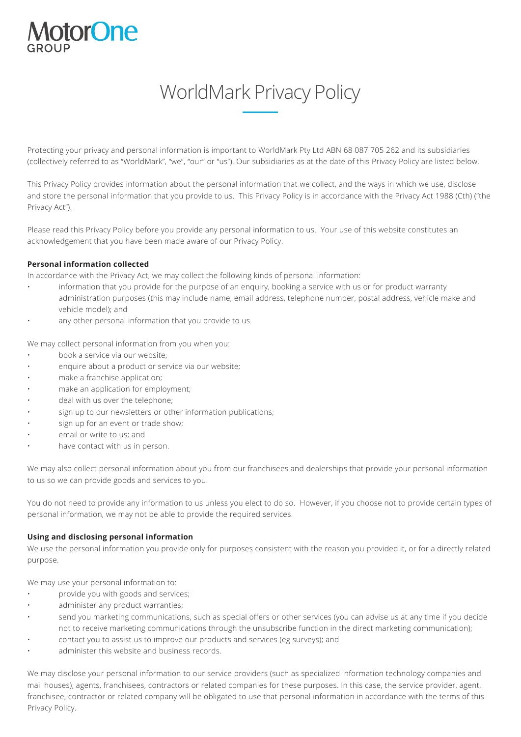MotorOne GROUP

# WorldMark Privacy Policy

Protecting your privacy and personal information is important to WorldMark Pty Ltd ABN 68 087 705 262 and its subsidiaries (collectively referred to as "WorldMark", "we", "our" or "us"). Our subsidiaries as at the date of this Privacy Policy are listed below.

This Privacy Policy provides information about the personal information that we collect, and the ways in which we use, disclose and store the personal information that you provide to us. This Privacy Policy is in accordance with the Privacy Act 1988 (Cth) ("the Privacy Act").

Please read this Privacy Policy before you provide any personal information to us. Your use of this website constitutes an acknowledgement that you have been made aware of our Privacy Policy.

**Personal information collected**

In accordance with the Privacy Act, we may collect the following kinds of personal information:

- information that you provide for the purpose of an enquiry, booking a service with us or for product warranty administration purposes (this may include name, email address, telephone number, postal address, vehicle make and vehicle model); and
- any other personal information that you provide to us.

We may collect personal information from you when you:

- book a service via our website;
- enquire about a product or service via our website;
- make a franchise application;
- make an application for employment;
- deal with us over the telephone;
- sign up to our newsletters or other information publications;
- sign up for an event or trade show;
- email or write to us; and
- have contact with us in person.

We may also collect personal information about you from our franchisees and dealerships that provide your personal information to us so we can provide goods and services to you.

You do not need to provide any information to us unless you elect to do so. However, if you choose not to provide certain types of personal information, we may not be able to provide the required services.

**Using and disclosing personal information**

We use the personal information you provide only for purposes consistent with the reason you provided it, or for a directly related purpose.

We may use your personal information to:

- provide you with goods and services;
- administer any product warranties;
- send you marketing communications, such as special offers or other services (you can advise us at any time if you decide not to receive marketing communications through the unsubscribe function in the direct marketing communication);
- contact you to assist us to improve our products and services (eg surveys); and
- administer this website and business records.

We may disclose your personal information to our service providers (such as specialized information technology companies and mail houses), agents, franchisees, contractors or related companies for these purposes. In this case, the service provider, agent, franchisee, contractor or related company will be obligated to use that personal information in accordance with the terms of this Privacy Policy.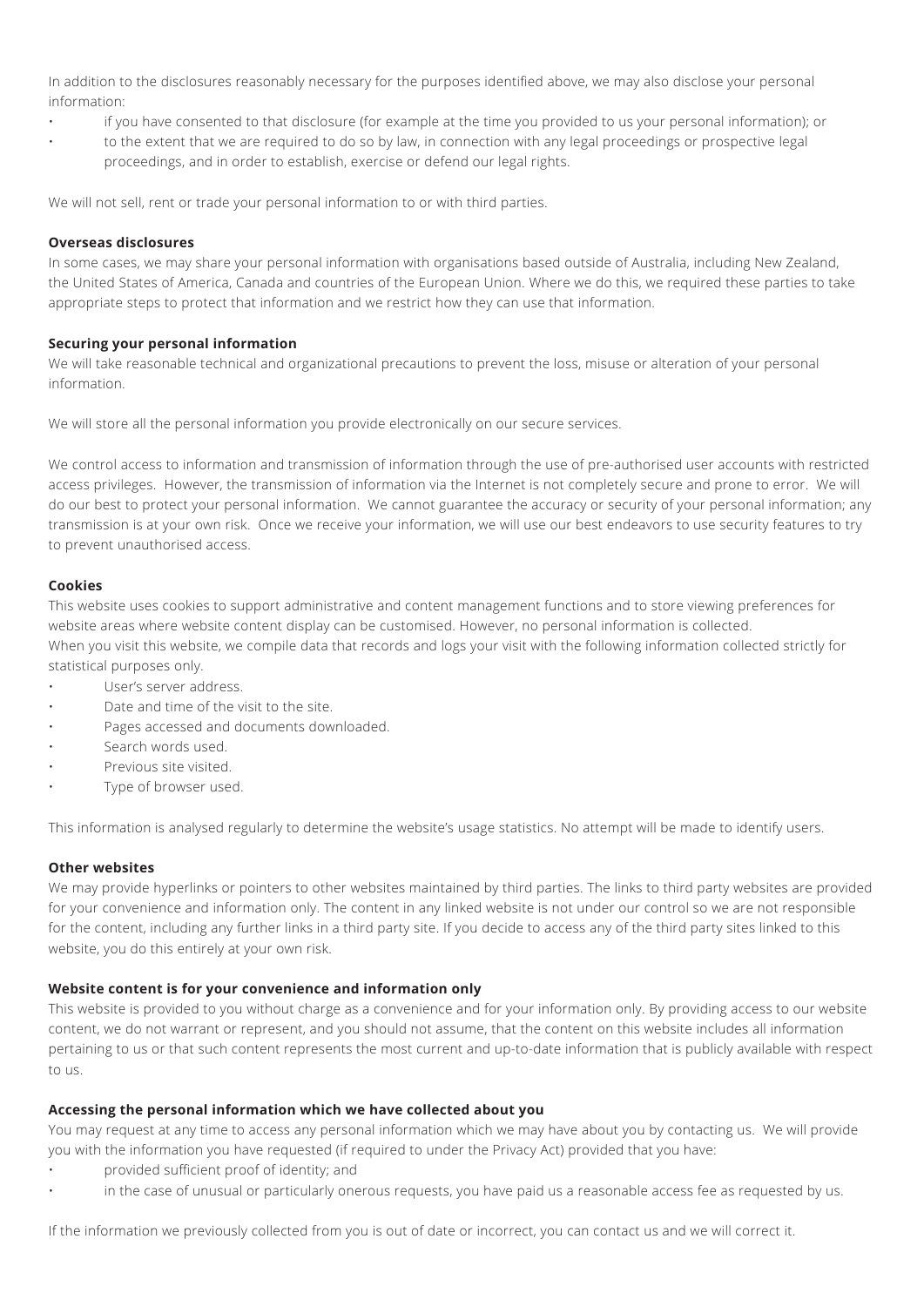In addition to the disclosures reasonably necessary for the purposes identified above, we may also disclose your personal information:

- if you have consented to that disclosure (for example at the time you provided to us your personal information); or
- to the extent that we are required to do so by law, in connection with any legal proceedings or prospective legal proceedings, and in order to establish, exercise or defend our legal rights.

We will not sell, rent or trade your personal information to or with third parties.

**Overseas disclosures**

In some cases, we may share your personal information with organisations based outside of Australia, including New Zealand, the United States of America, Canada and countries of the European Union. Where we do this, we required these parties to take appropriate steps to protect that information and we restrict how they can use that information.

**Securing your personal information**

We will take reasonable technical and organizational precautions to prevent the loss, misuse or alteration of your personal information.

We will store all the personal information you provide electronically on our secure services.

We control access to information and transmission of information through the use of pre-authorised user accounts with restricted access privileges. However, the transmission of information via the Internet is not completely secure and prone to error. We will do our best to protect your personal information. We cannot guarantee the accuracy or security of your personal information; any transmission is at your own risk. Once we receive your information, we will use our best endeavors to use security features to try to prevent unauthorised access.

**Cookies**

This website uses cookies to support administrative and content management functions and to store viewing preferences for website areas where website content display can be customised. However, no personal information is collected.
When you visit this website, we compile data that records and logs your visit with the following information collected strictly for statistical purposes only.

- User's server address.
- Date and time of the visit to the site.
- Pages accessed and documents downloaded.
- Search words used.
- Previous site visited.
- Type of browser used.

This information is analysed regularly to determine the website's usage statistics. No attempt will be made to identify users.

**Other websites**

We may provide hyperlinks or pointers to other websites maintained by third parties. The links to third party websites are provided for your convenience and information only. The content in any linked website is not under our control so we are not responsible for the content, including any further links in a third party site. If you decide to access any of the third party sites linked to this website, you do this entirely at your own risk.

**Website content is for your convenience and information only**

This website is provided to you without charge as a convenience and for your information only. By providing access to our website content, we do not warrant or represent, and you should not assume, that the content on this website includes all information pertaining to us or that such content represents the most current and up-to-date information that is publicly available with respect to us.

**Accessing the personal information which we have collected about you**

You may request at any time to access any personal information which we may have about you by contacting us. We will provide you with the information you have requested (if required to under the Privacy Act) provided that you have:

- provided sufficient proof of identity; and
- in the case of unusual or particularly onerous requests, you have paid us a reasonable access fee as requested by us.

If the information we previously collected from you is out of date or incorrect, you can contact us and we will correct it.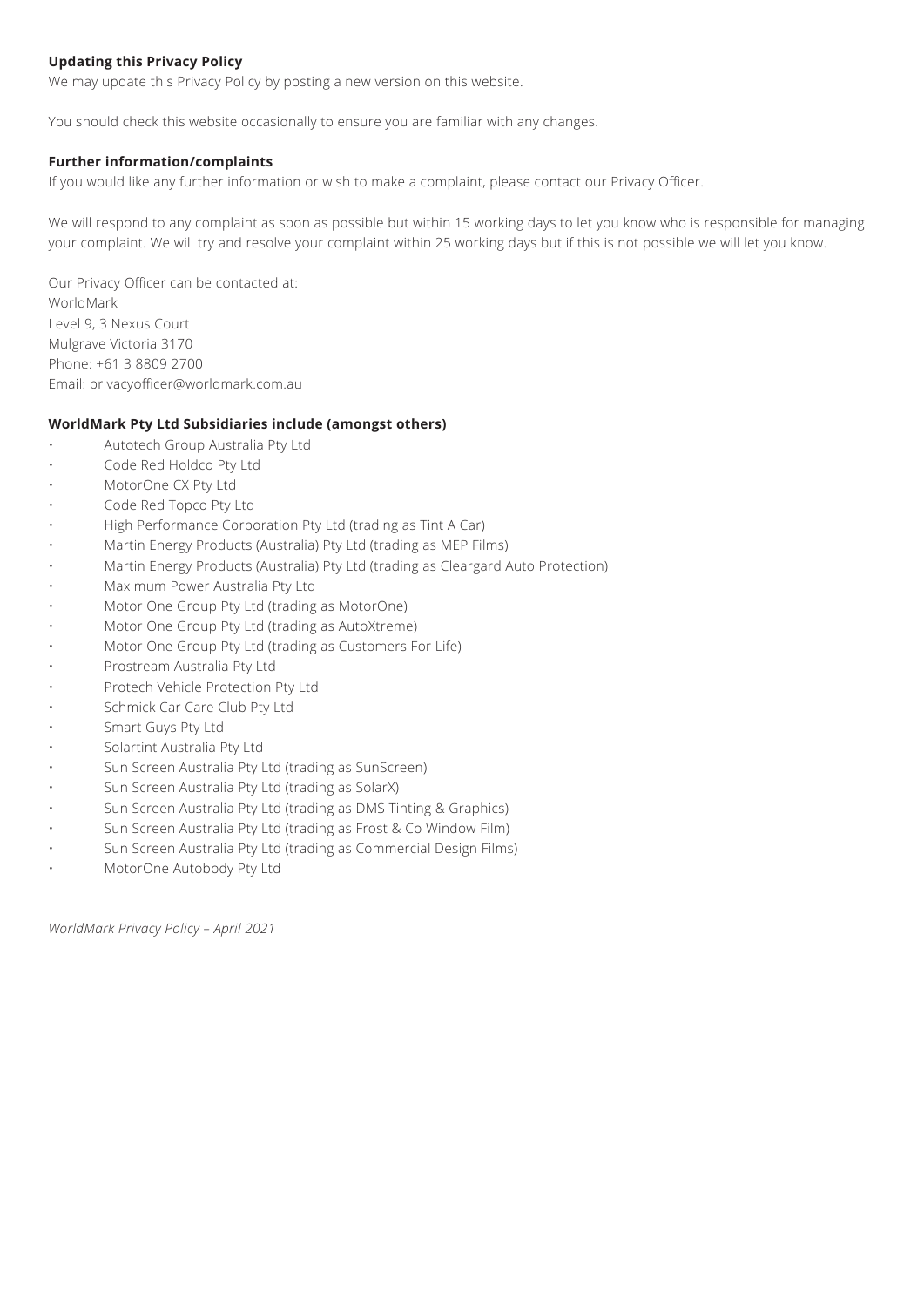**Updating this Privacy Policy**

We may update this Privacy Policy by posting a new version on this website.

You should check this website occasionally to ensure you are familiar with any changes.

**Further information/complaints**

If you would like any further information or wish to make a complaint, please contact our Privacy Officer.

We will respond to any complaint as soon as possible but within 15 working days to let you know who is responsible for managing your complaint. We will try and resolve your complaint within 25 working days but if this is not possible we will let you know.

Our Privacy Officer can be contacted at:
WorldMark
Level 9, 3 Nexus Court
Mulgrave Victoria 3170
Phone: +61 3 8809 2700
Email: privacyofficer@worldmark.com.au

**WorldMark Pty Ltd Subsidiaries include (amongst others)**

- Autotech Group Australia Pty Ltd
- Code Red Holdco Pty Ltd
- MotorOne CX Pty Ltd
- Code Red Topco Pty Ltd
- High Performance Corporation Pty Ltd (trading as Tint A Car)
- Martin Energy Products (Australia) Pty Ltd (trading as MEP Films)
- Martin Energy Products (Australia) Pty Ltd (trading as Cleargard Auto Protection)
- Maximum Power Australia Pty Ltd
- Motor One Group Pty Ltd (trading as MotorOne)
- Motor One Group Pty Ltd (trading as AutoXtreme)
- Motor One Group Pty Ltd (trading as Customers For Life)
- Prostream Australia Pty Ltd
- Protech Vehicle Protection Pty Ltd
- Schmick Car Care Club Pty Ltd
- Smart Guys Pty Ltd
- Solartint Australia Pty Ltd
- Sun Screen Australia Pty Ltd (trading as SunScreen)
- Sun Screen Australia Pty Ltd (trading as SolarX)
- Sun Screen Australia Pty Ltd (trading as DMS Tinting & Graphics)
- Sun Screen Australia Pty Ltd (trading as Frost & Co Window Film)
- Sun Screen Australia Pty Ltd (trading as Commercial Design Films)
- MotorOne Autobody Pty Ltd

*WorldMark Privacy Policy – April 2021*